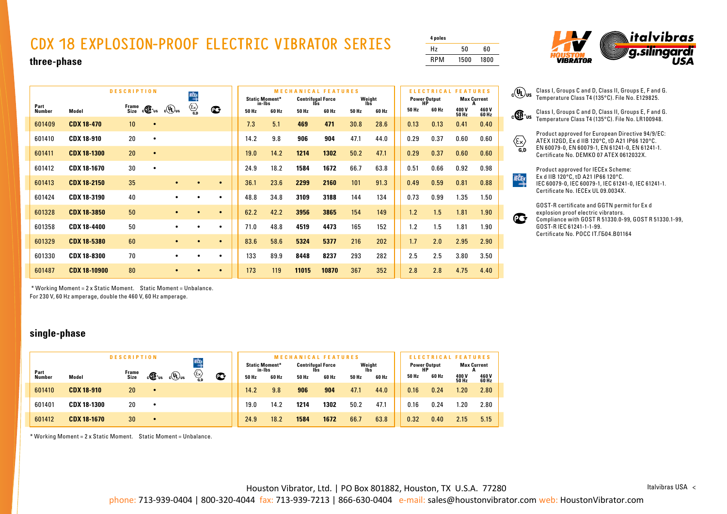# CDX 18 EXPLOSION-PROOF ELECTRIC VIBRATOR SERIES

| 4 poles | | |
|---|---|---|
| Hz | 50 | 60 |
| RPM | 1500 | 1800 |

## three-phase

| DESCRIPTION | | | | | | | MECHANICAL FEATURES | | | | | | ELECTRICAL FEATURES | | | |
|---|---|---|---|---|---|---|---|---|---|---|---|---|---|---|---|---|
| | | | | | | | Static Moment* in-lbs | | Centrifugal Force lbs | | Weight lbs | | Power Output HP | | Max Current A | |
| Part Number | Model | Frame Size | cCSAus | cULus | Ex G,D | IECEx / GOST | 50 Hz | 60 Hz | 50 Hz | 60 Hz | 50 Hz | 60 Hz | 50 Hz | 60 Hz | 400 V 50 Hz | 460 V 60 Hz |
| 601409 | **CDX 18-470** | 10 | • | | | | 7.3 | 5.1 | **469** | **471** | 30.8 | 28.6 | 0.13 | 0.13 | 0.41 | 0.40 |
| 601410 | **CDX 18-910** | 20 | • | | | | 14.2 | 9.8 | **906** | **904** | 47.1 | 44.0 | 0.29 | 0.37 | 0.60 | 0.60 |
| 601411 | **CDX 18-1300** | 20 | • | | | | 19.0 | 14.2 | **1214** | **1302** | 50.2 | 47.1 | 0.29 | 0.37 | 0.60 | 0.60 |
| 601412 | **CDX 18-1670** | 30 | • | | | | 24.9 | 18.2 | **1584** | **1672** | 66.7 | 63.8 | 0.51 | 0.66 | 0.92 | 0.98 |
| 601413 | **CDX 18-2150** | 35 | | • | • | • | 36.1 | 23.6 | **2299** | **2160** | 101 | 91.3 | 0.49 | 0.59 | 0.81 | 0.88 |
| 601424 | **CDX 18-3190** | 40 | | • | • | • | 48.8 | 34.8 | **3109** | **3188** | 144 | 134 | 0.73 | 0.99 | 1.35 | 1.50 |
| 601328 | **CDX 18-3850** | 50 | | • | • | • | 62.2 | 42.2 | **3956** | **3865** | 154 | 149 | 1.2 | 1.5 | 1.81 | 1.90 |
| 601358 | **CDX 18-4400** | 50 | | • | • | • | 71.0 | 48.8 | **4519** | **4473** | 165 | 152 | 1.2 | 1.5 | 1.81 | 1.90 |
| 601329 | **CDX 18-5380** | 60 | | • | • | • | 83.6 | 58.6 | **5324** | **5377** | 216 | 202 | 1.7 | 2.0 | 2.95 | 2.90 |
| 601330 | **CDX 18-8300** | 70 | | • | • | • | 133 | 89.9 | **8448** | **8237** | 293 | 282 | 2.5 | 2.5 | 3.80 | 3.50 |
| 601487 | **CDX 18-10900** | 80 | | • | • | • | 173 | 119 | **11015** | **10870** | 367 | 352 | 2.8 | 2.8 | 4.75 | 4.40 |

\* Working Moment = 2 x Static Moment. Static Moment = Unbalance.
For 230 V, 60 Hz amperage, double the 460 V, 60 Hz amperage.

cULus: Class I, Groups C and D, Class II, Groups E, F and G. Temperature Class T4 (135°C). File No. E129825.

cCSAus: Class I, Groups C and D, Class II, Groups E, F and G. Temperature Class T4 (135°C). File No. LR100948.

Ex G,D: Product approved for European Directive 94/9/EC: ATEX II2GD, Ex d IIB 120°C, tD A21 IP66 120°C. EN 60079-0, EN 60079-1, EN 61241-0, EN 61241-1. Certificate No. DEMKO 07 ATEX 0612032X.

IECEx: Product approved for IECEx Scheme: Ex d IIB 120°C, tD A21 IP66 120°C. IEC 60079-0, IEC 60079-1, IEC 61241-0, IEC 61241-1. Certificate No. IECEx UL 09.0034X.

GOST: GOST-R certificate and GGTN permit for Ex d explosion proof electric vibrators. Compliance with GOST R 51330.0-99, GOST R 51330.1-99, GOST-R IEC 61241-1-1-99. Certificate No. POCC IT.ГБ04.B01164

## single-phase

| DESCRIPTION | | | | | | | MECHANICAL FEATURES | | | | | | ELECTRICAL FEATURES | | | |
|---|---|---|---|---|---|---|---|---|---|---|---|---|---|---|---|---|
| | | | | | | | Static Moment* in-lbs | | Centrifugal Force lbs | | Weight lbs | | Power Output HP | | Max Current A | |
| Part Number | Model | Frame Size | cCSAus | cULus | Ex G,D | IECEx / GOST | 50 Hz | 60 Hz | 50 Hz | 60 Hz | 50 Hz | 60 Hz | 50 Hz | 60 Hz | 400 V 50 Hz | 460 V 60 Hz |
| 601410 | **CDX 18-910** | 20 | • | | | | 14.2 | 9.8 | **906** | **904** | 47.1 | 44.0 | 0.16 | 0.24 | 1.20 | 2.80 |
| 601401 | **CDX 18-1300** | 20 | • | | | | 19.0 | 14.2 | **1214** | **1302** | 50.2 | 47.1 | 0.16 | 0.24 | 1.20 | 2.80 |
| 601412 | **CDX 18-1670** | 30 | • | | | | 24.9 | 18.2 | **1584** | **1672** | 66.7 | 63.8 | 0.32 | 0.40 | 2.15 | 5.15 |

\* Working Moment = 2 x Static Moment. Static Moment = Unbalance.

Houston Vibrator, Ltd. | PO Box 801882, Houston, TX U.S.A. 77280
phone: 713-939-0404 | 800-320-4044 fax: 713-939-7213 | 866-630-0404 e-mail: sales@houstonvibrator.com web: HoustonVibrator.com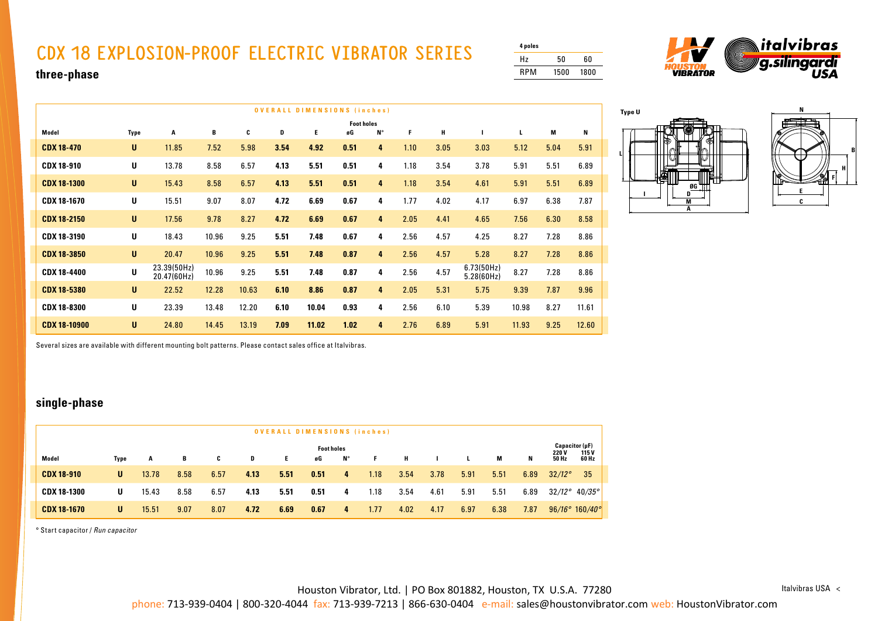# CDX 18 EXPLOSION-PROOF ELECTRIC VIBRATOR SERIES

**three-phase**

| 4 poles | | |
|---|---|---|
| Hz | 50 | 60 |
| RPM | 1500 | 1800 |

**OVERALL DIMENSIONS (inches)**

| Model | Type | A | B | C | D | E | Foot holes øG | Foot holes N° | F | H | I | L | M | N |
|---|---|---|---|---|---|---|---|---|---|---|---|---|---|---|
| CDX 18-470 | U | 11.85 | 7.52 | 5.98 | 3.54 | 4.92 | 0.51 | 4 | 1.10 | 3.05 | 3.03 | 5.12 | 5.04 | 5.91 |
| CDX 18-910 | U | 13.78 | 8.58 | 6.57 | 4.13 | 5.51 | 0.51 | 4 | 1.18 | 3.54 | 3.78 | 5.91 | 5.51 | 6.89 |
| CDX 18-1300 | U | 15.43 | 8.58 | 6.57 | 4.13 | 5.51 | 0.51 | 4 | 1.18 | 3.54 | 4.61 | 5.91 | 5.51 | 6.89 |
| CDX 18-1670 | U | 15.51 | 9.07 | 8.07 | 4.72 | 6.69 | 0.67 | 4 | 1.77 | 4.02 | 4.17 | 6.97 | 6.38 | 7.87 |
| CDX 18-2150 | U | 17.56 | 9.78 | 8.27 | 4.72 | 6.69 | 0.67 | 4 | 2.05 | 4.41 | 4.65 | 7.56 | 6.30 | 8.58 |
| CDX 18-3190 | U | 18.43 | 10.96 | 9.25 | 5.51 | 7.48 | 0.67 | 4 | 2.56 | 4.57 | 4.25 | 8.27 | 7.28 | 8.86 |
| CDX 18-3850 | U | 20.47 | 10.96 | 9.25 | 5.51 | 7.48 | 0.87 | 4 | 2.56 | 4.57 | 5.28 | 8.27 | 7.28 | 8.86 |
| CDX 18-4400 | U | 23.39(50Hz) 20.47(60Hz) | 10.96 | 9.25 | 5.51 | 7.48 | 0.87 | 4 | 2.56 | 4.57 | 6.73(50Hz) 5.28(60Hz) | 8.27 | 7.28 | 8.86 |
| CDX 18-5380 | U | 22.52 | 12.28 | 10.63 | 6.10 | 8.86 | 0.87 | 4 | 2.05 | 5.31 | 5.75 | 9.39 | 7.87 | 9.96 |
| CDX 18-8300 | U | 23.39 | 13.48 | 12.20 | 6.10 | 10.04 | 0.93 | 4 | 2.56 | 6.10 | 5.39 | 10.98 | 8.27 | 11.61 |
| CDX 18-10900 | U | 24.80 | 14.45 | 13.19 | 7.09 | 11.02 | 1.02 | 4 | 2.76 | 6.89 | 5.91 | 11.93 | 9.25 | 12.60 |

Several sizes are available with different mounting bolt patterns. Please contact sales office at Italvibras.

Type U

## single-phase

**OVERALL DIMENSIONS (inches)**

| Model | Type | A | B | C | D | E | Foot holes øG | Foot holes N° | F | H | I | L | M | N | Capacitor (µF) 220 V 50 Hz | Capacitor (µF) 115 V 60 Hz |
|---|---|---|---|---|---|---|---|---|---|---|---|---|---|---|---|---|
| CDX 18-910 | U | 13.78 | 8.58 | 6.57 | 4.13 | 5.51 | 0.51 | 4 | 1.18 | 3.54 | 3.78 | 5.91 | 5.51 | 6.89 | 32/*12°* | 35 |
| CDX 18-1300 | U | 15.43 | 8.58 | 6.57 | 4.13 | 5.51 | 0.51 | 4 | 1.18 | 3.54 | 4.61 | 5.91 | 5.51 | 6.89 | 32/*12°* | 40/*35°* |
| CDX 18-1670 | U | 15.51 | 9.07 | 8.07 | 4.72 | 6.69 | 0.67 | 4 | 1.77 | 4.02 | 4.17 | 6.97 | 6.38 | 7.87 | 96/*16°* | 160/*40°* |

° Start capacitor / *Run capacitor*

Houston Vibrator, Ltd. | PO Box 801882, Houston, TX U.S.A. 77280

phone: 713-939-0404 | 800-320-4044 fax: 713-939-7213 | 866-630-0404 e-mail: sales@houstonvibrator.com web: HoustonVibrator.com